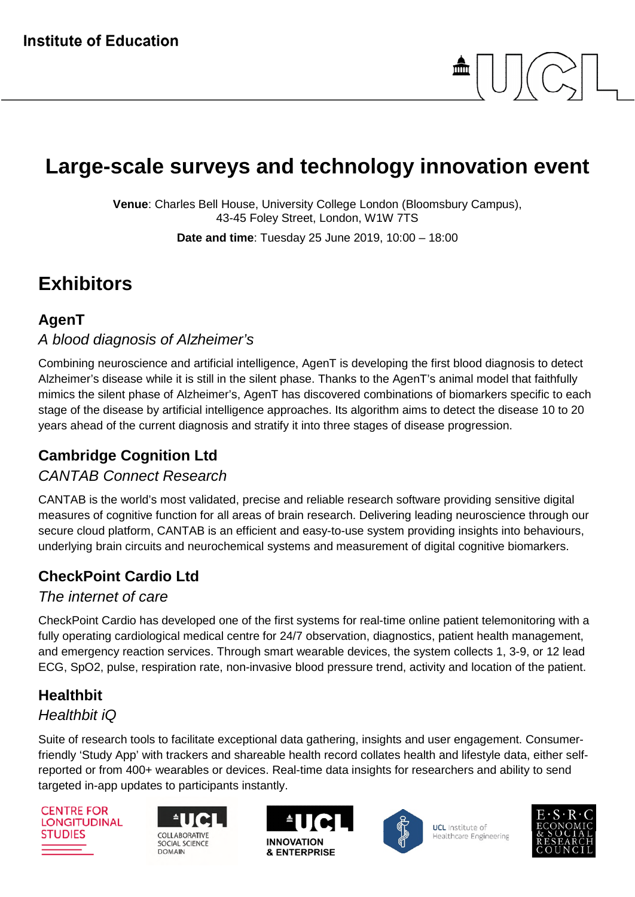Institute of Education

# Large-scale surveys and technology innovation event

**Venue**: Charles Bell House, University College London (Bloomsbury Campus), 43-45 Foley Street, London, W1W 7TS

**Date and time**: Tuesday 25 June 2019, 10:00 – 18:00

## Exhibitors

### AgenT

*A blood diagnosis of Alzheimer's*

Combining neuroscience and artificial intelligence, AgenT is developing the first blood diagnosis to detect Alzheimer's disease while it is still in the silent phase. Thanks to the AgenT's animal model that faithfully mimics the silent phase of Alzheimer's, AgenT has discovered combinations of biomarkers specific to each stage of the disease by artificial intelligence approaches. Its algorithm aims to detect the disease 10 to 20 years ahead of the current diagnosis and stratify it into three stages of disease progression.

### Cambridge Cognition Ltd

*CANTAB Connect Research*

CANTAB is the world's most validated, precise and reliable research software providing sensitive digital measures of cognitive function for all areas of brain research. Delivering leading neuroscience through our secure cloud platform, CANTAB is an efficient and easy-to-use system providing insights into behaviours, underlying brain circuits and neurochemical systems and measurement of digital cognitive biomarkers.

### CheckPoint Cardio Ltd

*The internet of care*

CheckPoint Cardio has developed one of the first systems for real-time online patient telemonitoring with a fully operating cardiological medical centre for 24/7 observation, diagnostics, patient health management, and emergency reaction services. Through smart wearable devices, the system collects 1, 3-9, or 12 lead ECG, SpO2, pulse, respiration rate, non-invasive blood pressure trend, activity and location of the patient.

### Healthbit

*Healthbit iQ*

Suite of research tools to facilitate exceptional data gathering, insights and user engagement. Consumer-friendly 'Study App' with trackers and shareable health record collates health and lifestyle data, either self-reported or from 400+ wearables or devices. Real-time data insights for researchers and ability to send targeted in-app updates to participants instantly.

CENTRE FOR LONGITUDINAL STUDIES | UCL COLLABORATIVE SOCIAL SCIENCE DOMAIN | UCL INNOVATION & ENTERPRISE | UCL Institute of Healthcare Engineering | E·S·R·C ECONOMIC & SOCIAL RESEARCH COUNCIL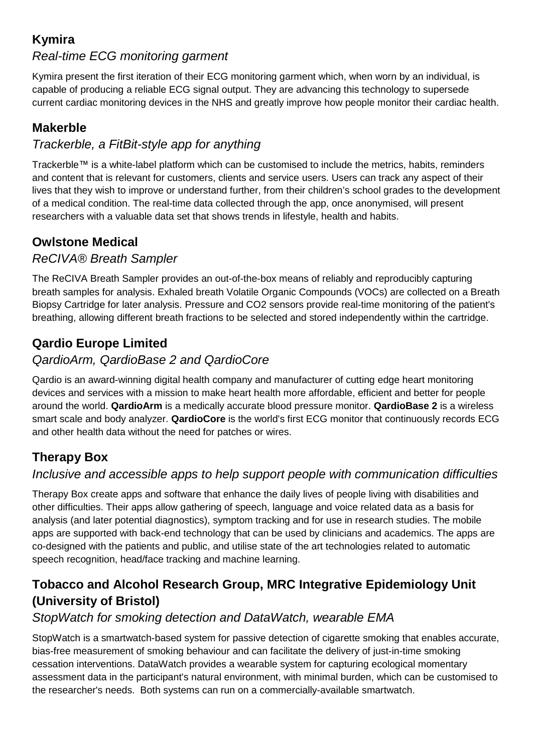## Kymira

### *Real-time ECG monitoring garment*

Kymira present the first iteration of their ECG monitoring garment which, when worn by an individual, is capable of producing a reliable ECG signal output. They are advancing this technology to supersede current cardiac monitoring devices in the NHS and greatly improve how people monitor their cardiac health.

## Makerble

### *Trackerble, a FitBit-style app for anything*

Trackerble™ is a white-label platform which can be customised to include the metrics, habits, reminders and content that is relevant for customers, clients and service users. Users can track any aspect of their lives that they wish to improve or understand further, from their children's school grades to the development of a medical condition. The real-time data collected through the app, once anonymised, will present researchers with a valuable data set that shows trends in lifestyle, health and habits.

## Owlstone Medical

### *ReCIVA® Breath Sampler*

The ReCIVA Breath Sampler provides an out-of-the-box means of reliably and reproducibly capturing breath samples for analysis. Exhaled breath Volatile Organic Compounds (VOCs) are collected on a Breath Biopsy Cartridge for later analysis. Pressure and CO2 sensors provide real-time monitoring of the patient's breathing, allowing different breath fractions to be selected and stored independently within the cartridge.

## Qardio Europe Limited

### *QardioArm, QardioBase 2 and QardioCore*

Qardio is an award-winning digital health company and manufacturer of cutting edge heart monitoring devices and services with a mission to make heart health more affordable, efficient and better for people around the world. **QardioArm** is a medically accurate blood pressure monitor. **QardioBase 2** is a wireless smart scale and body analyzer. **QardioCore** is the world's first ECG monitor that continuously records ECG and other health data without the need for patches or wires.

## Therapy Box

### *Inclusive and accessible apps to help support people with communication difficulties*

Therapy Box create apps and software that enhance the daily lives of people living with disabilities and other difficulties. Their apps allow gathering of speech, language and voice related data as a basis for analysis (and later potential diagnostics), symptom tracking and for use in research studies. The mobile apps are supported with back-end technology that can be used by clinicians and academics. The apps are co-designed with the patients and public, and utilise state of the art technologies related to automatic speech recognition, head/face tracking and machine learning.

## Tobacco and Alcohol Research Group, MRC Integrative Epidemiology Unit (University of Bristol)

### *StopWatch for smoking detection and DataWatch, wearable EMA*

StopWatch is a smartwatch-based system for passive detection of cigarette smoking that enables accurate, bias-free measurement of smoking behaviour and can facilitate the delivery of just-in-time smoking cessation interventions. DataWatch provides a wearable system for capturing ecological momentary assessment data in the participant's natural environment, with minimal burden, which can be customised to the researcher's needs. Both systems can run on a commercially-available smartwatch.